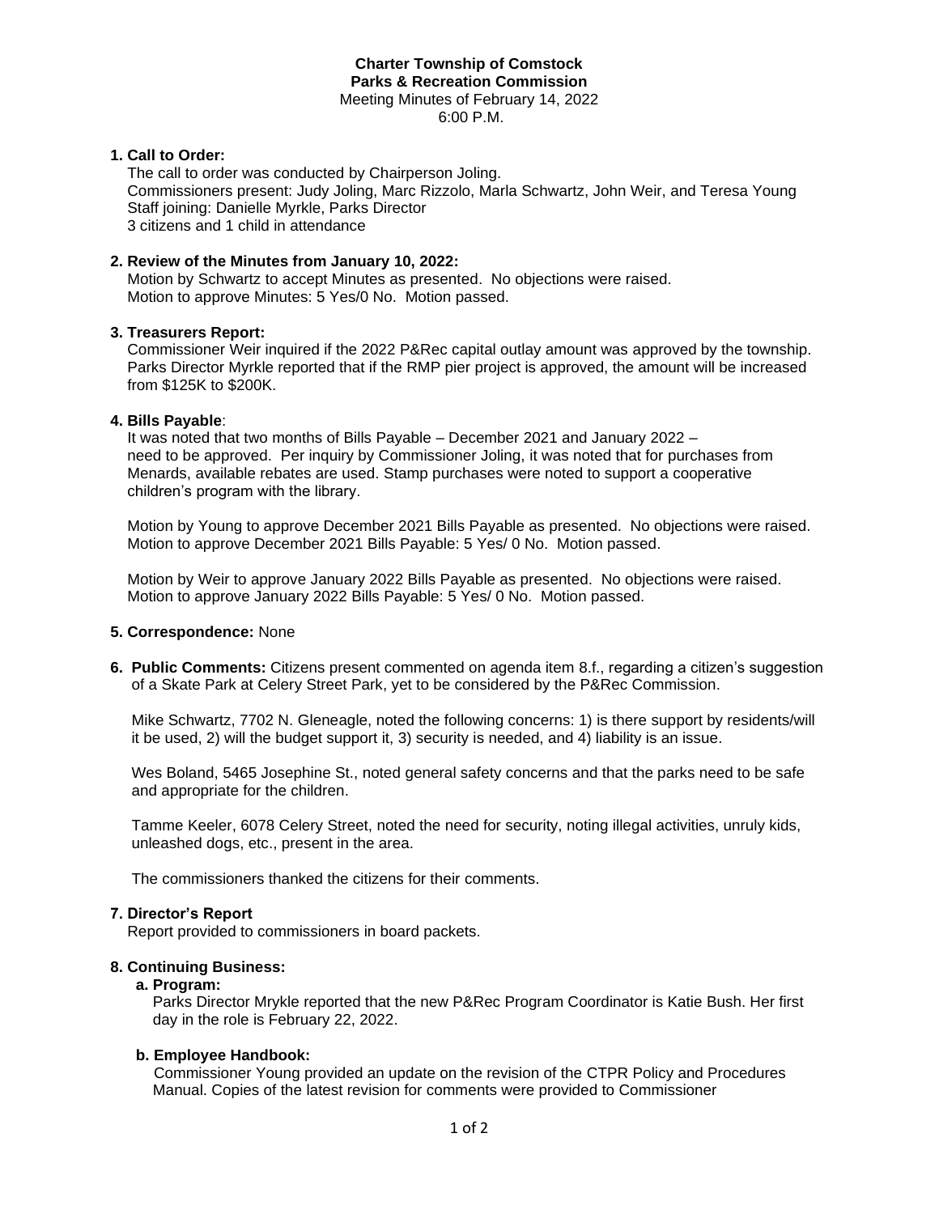**Charter Township of Comstock**
**Parks & Recreation Commission**
Meeting Minutes of February 14, 2022
6:00 P.M.

**1. Call to Order:**
The call to order was conducted by Chairperson Joling.
Commissioners present: Judy Joling, Marc Rizzolo, Marla Schwartz, John Weir, and Teresa Young
Staff joining: Danielle Myrkle, Parks Director
3 citizens and 1 child in attendance

**2. Review of the Minutes from January 10, 2022:**
Motion by Schwartz to accept Minutes as presented. No objections were raised.
Motion to approve Minutes: 5 Yes/0 No. Motion passed.

**3. Treasurers Report:**
Commissioner Weir inquired if the 2022 P&Rec capital outlay amount was approved by the township. Parks Director Myrkle reported that if the RMP pier project is approved, the amount will be increased from $125K to $200K.

**4. Bills Payable**:
It was noted that two months of Bills Payable – December 2021 and January 2022 – need to be approved. Per inquiry by Commissioner Joling, it was noted that for purchases from Menards, available rebates are used. Stamp purchases were noted to support a cooperative children's program with the library.

Motion by Young to approve December 2021 Bills Payable as presented. No objections were raised.
Motion to approve December 2021 Bills Payable: 5 Yes/ 0 No. Motion passed.

Motion by Weir to approve January 2022 Bills Payable as presented. No objections were raised.
Motion to approve January 2022 Bills Payable: 5 Yes/ 0 No. Motion passed.

**5. Correspondence:** None

**6. Public Comments:** Citizens present commented on agenda item 8.f., regarding a citizen's suggestion of a Skate Park at Celery Street Park, yet to be considered by the P&Rec Commission.

Mike Schwartz, 7702 N. Gleneagle, noted the following concerns: 1) is there support by residents/will it be used, 2) will the budget support it, 3) security is needed, and 4) liability is an issue.

Wes Boland, 5465 Josephine St., noted general safety concerns and that the parks need to be safe and appropriate for the children.

Tamme Keeler, 6078 Celery Street, noted the need for security, noting illegal activities, unruly kids, unleashed dogs, etc., present in the area.

The commissioners thanked the citizens for their comments.

**7. Director's Report**
Report provided to commissioners in board packets.

**8. Continuing Business:**

**a. Program:**
Parks Director Mrykle reported that the new P&Rec Program Coordinator is Katie Bush. Her first day in the role is February 22, 2022.

**b. Employee Handbook:**
Commissioner Young provided an update on the revision of the CTPR Policy and Procedures Manual. Copies of the latest revision for comments were provided to Commissioner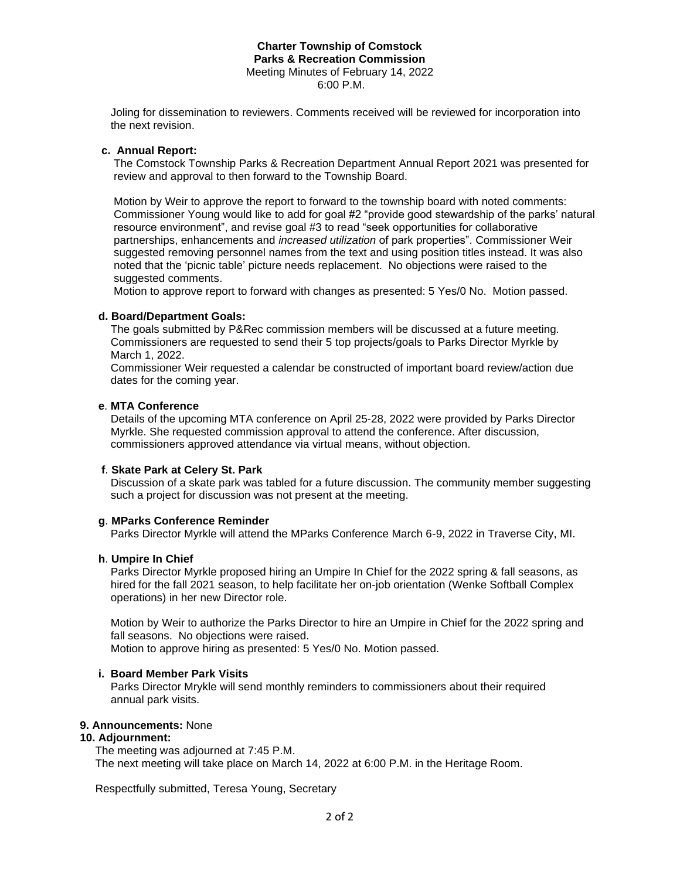Joling for dissemination to reviewers. Comments received will be reviewed for incorporation into the next revision.

**c. Annual Report:**

The Comstock Township Parks & Recreation Department Annual Report 2021 was presented for review and approval to then forward to the Township Board.

Motion by Weir to approve the report to forward to the township board with noted comments: Commissioner Young would like to add for goal #2 "provide good stewardship of the parks' natural resource environment", and revise goal #3 to read "seek opportunities for collaborative partnerships, enhancements and *increased utilization* of park properties". Commissioner Weir suggested removing personnel names from the text and using position titles instead. It was also noted that the 'picnic table' picture needs replacement. No objections were raised to the suggested comments.

Motion to approve report to forward with changes as presented: 5 Yes/0 No. Motion passed.

**d. Board/Department Goals:**

The goals submitted by P&Rec commission members will be discussed at a future meeting. Commissioners are requested to send their 5 top projects/goals to Parks Director Myrkle by March 1, 2022.

Commissioner Weir requested a calendar be constructed of important board review/action due dates for the coming year.

**e. MTA Conference**

Details of the upcoming MTA conference on April 25-28, 2022 were provided by Parks Director Myrkle. She requested commission approval to attend the conference. After discussion, commissioners approved attendance via virtual means, without objection.

**f. Skate Park at Celery St. Park**

Discussion of a skate park was tabled for a future discussion. The community member suggesting such a project for discussion was not present at the meeting.

**g. MParks Conference Reminder**

Parks Director Myrkle will attend the MParks Conference March 6-9, 2022 in Traverse City, MI.

**h. Umpire In Chief**

Parks Director Myrkle proposed hiring an Umpire In Chief for the 2022 spring & fall seasons, as hired for the fall 2021 season, to help facilitate her on-job orientation (Wenke Softball Complex operations) in her new Director role.

Motion by Weir to authorize the Parks Director to hire an Umpire in Chief for the 2022 spring and fall seasons. No objections were raised.

Motion to approve hiring as presented: 5 Yes/0 No. Motion passed.

**i. Board Member Park Visits**

Parks Director Mrykle will send monthly reminders to commissioners about their required annual park visits.

**9. Announcements:** None

**10. Adjournment:**

The meeting was adjourned at 7:45 P.M.

The next meeting will take place on March 14, 2022 at 6:00 P.M. in the Heritage Room.

Respectfully submitted, Teresa Young, Secretary